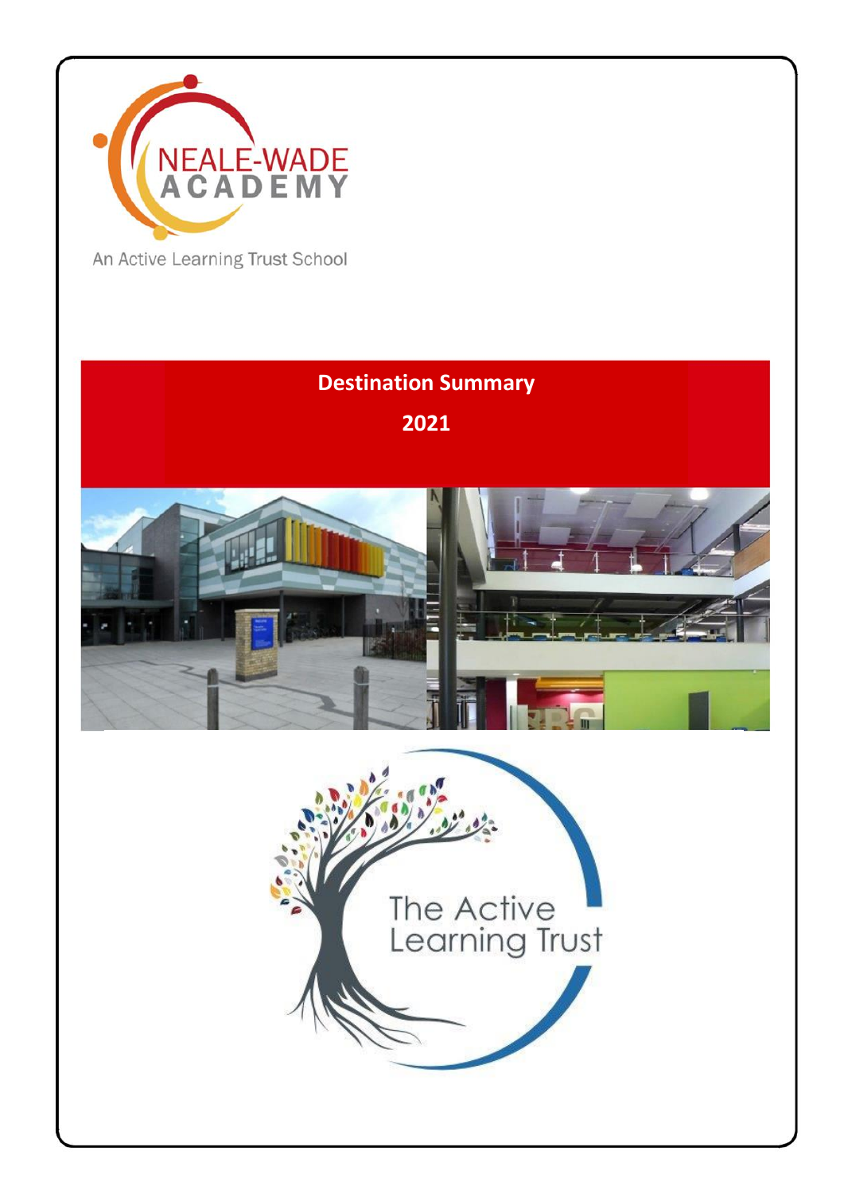NEALE-WADE ACADEMY

An Active Learning Trust School

# Destination Summary

## 2021

The Active Learning Trust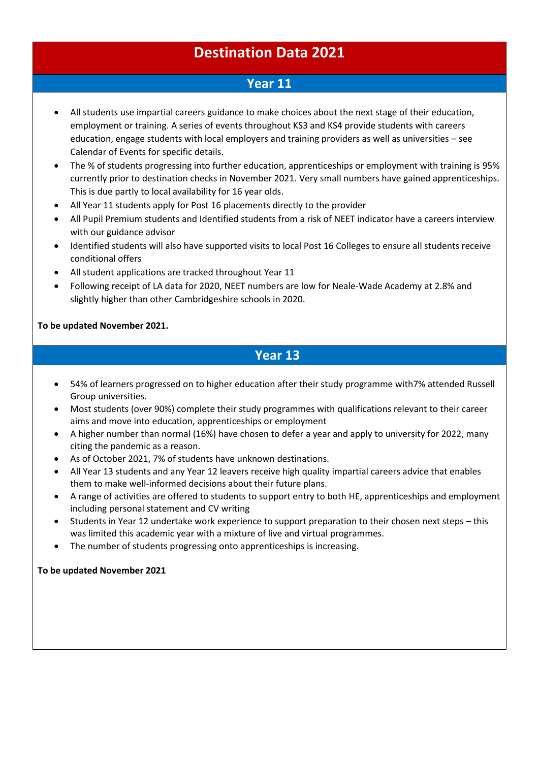# Destination Data 2021

## Year 11

- All students use impartial careers guidance to make choices about the next stage of their education, employment or training. A series of events throughout KS3 and KS4 provide students with careers education, engage students with local employers and training providers as well as universities – see Calendar of Events for specific details.
- The % of students progressing into further education, apprenticeships or employment with training is 95% currently prior to destination checks in November 2021. Very small numbers have gained apprenticeships. This is due partly to local availability for 16 year olds.
- All Year 11 students apply for Post 16 placements directly to the provider
- All Pupil Premium students and Identified students from a risk of NEET indicator have a careers interview with our guidance advisor
- Identified students will also have supported visits to local Post 16 Colleges to ensure all students receive conditional offers
- All student applications are tracked throughout Year 11
- Following receipt of LA data for 2020, NEET numbers are low for Neale-Wade Academy at 2.8% and slightly higher than other Cambridgeshire schools in 2020.

**To be updated November 2021.**

## Year 13

- 54% of learners progressed on to higher education after their study programme with7% attended Russell Group universities.
- Most students (over 90%) complete their study programmes with qualifications relevant to their career aims and move into education, apprenticeships or employment
- A higher number than normal (16%) have chosen to defer a year and apply to university for 2022, many citing the pandemic as a reason.
- As of October 2021, 7% of students have unknown destinations.
- All Year 13 students and any Year 12 leavers receive high quality impartial careers advice that enables them to make well-informed decisions about their future plans.
- A range of activities are offered to students to support entry to both HE, apprenticeships and employment including personal statement and CV writing
- Students in Year 12 undertake work experience to support preparation to their chosen next steps – this was limited this academic year with a mixture of live and virtual programmes.
- The number of students progressing onto apprenticeships is increasing.

**To be updated November 2021**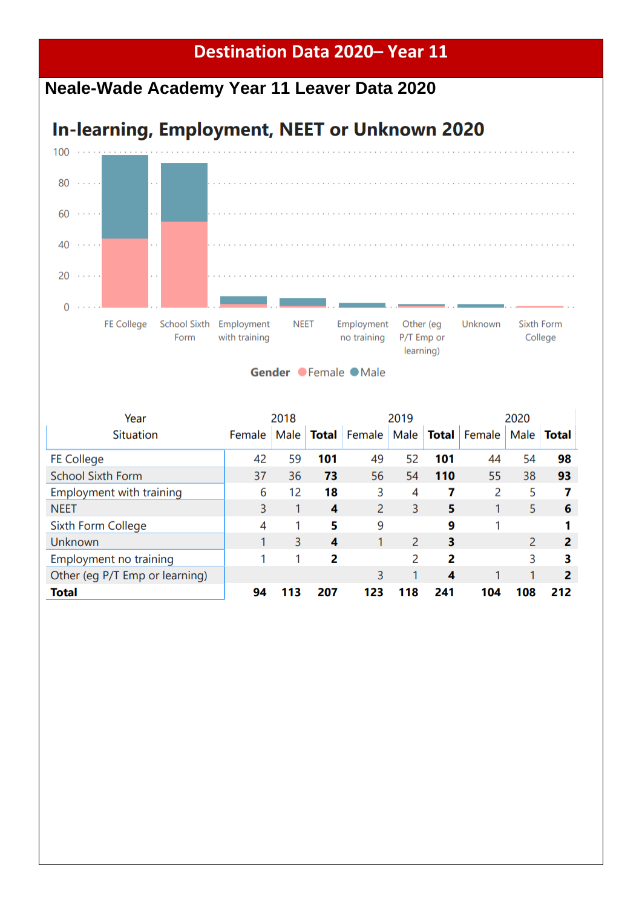# Destination Data 2020– Year 11

## Neale-Wade Academy Year 11 Leaver Data 2020

### In-learning, Employment, NEET or Unknown 2020

| Year / Situation | 2018 | | | 2019 | | | 2020 | | |
|---|---|---|---|---|---|---|---|---|---|
| | Female | Male | **Total** | Female | Male | **Total** | Female | Male | **Total** |
| FE College | 42 | 59 | **101** | 49 | 52 | **101** | 44 | 54 | **98** |
| School Sixth Form | 37 | 36 | **73** | 56 | 54 | **110** | 55 | 38 | **93** |
| Employment with training | 6 | 12 | **18** | 3 | 4 | **7** | 2 | 5 | **7** |
| NEET | 3 | 1 | **4** | 2 | 3 | **5** | 1 | 5 | **6** |
| Sixth Form College | 4 | 1 | **5** | 9 | | **9** | 1 | | **1** |
| Unknown | 1 | 3 | **4** | 1 | 2 | **3** | | 2 | **2** |
| Employment no training | 1 | 1 | **2** | | 2 | **2** | | 3 | **3** |
| Other (eg P/T Emp or learning) | | | | 3 | 1 | **4** | 1 | 1 | **2** |
| **Total** | **94** | **113** | **207** | **123** | **118** | **241** | **104** | **108** | **212** |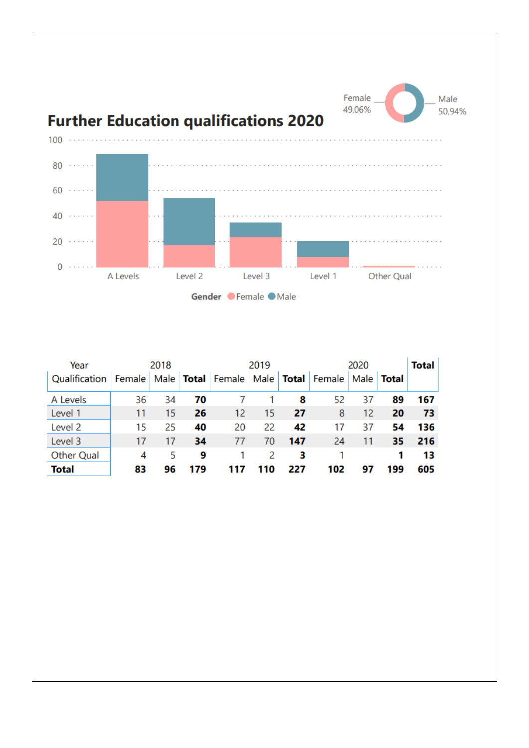# Further Education qualifications 2020

Female 49.06%

Male 50.94%

100
80
60
40
20
0

A Levels | Level 2 | Level 3 | Level 1 | Other Qual

Gender ● Female ● Male

| Year | 2018 | | | 2019 | | | 2020 | | | Total |
|---|---|---|---|---|---|---|---|---|---|---|
| Qualification | Female | Male | **Total** | Female | Male | **Total** | Female | Male | **Total** | |
| A Levels | 36 | 34 | **70** | 7 | 1 | **8** | 52 | 37 | **89** | **167** |
| Level 1 | 11 | 15 | **26** | 12 | 15 | **27** | 8 | 12 | **20** | **73** |
| Level 2 | 15 | 25 | **40** | 20 | 22 | **42** | 17 | 37 | **54** | **136** |
| Level 3 | 17 | 17 | **34** | 77 | 70 | **147** | 24 | 11 | **35** | **216** |
| Other Qual | 4 | 5 | **9** | 1 | 2 | **3** | 1 | | **1** | **13** |
| **Total** | **83** | **96** | **179** | **117** | **110** | **227** | **102** | **97** | **199** | **605** |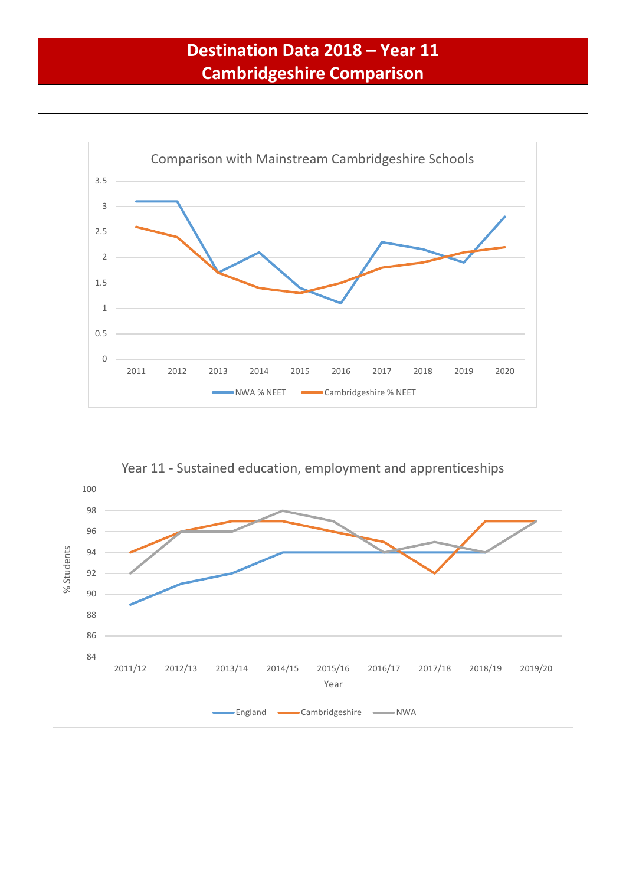# Destination Data 2018 – Year 11
# Cambridgeshire Comparison

Comparison with Mainstream Cambridgeshire Schools

3.5
3
2.5
2
1.5
1
0.5
0

2011 2012 2013 2014 2015 2016 2017 2018 2019 2020

NWA % NEET
Cambridgeshire % NEET

Year 11 - Sustained education, employment and apprenticeships

% Students

100
98
96
94
92
90
88
86
84

2011/12 2012/13 2013/14 2014/15 2015/16 2016/17 2017/18 2018/19 2019/20

Year

England
Cambridgeshire
NWA